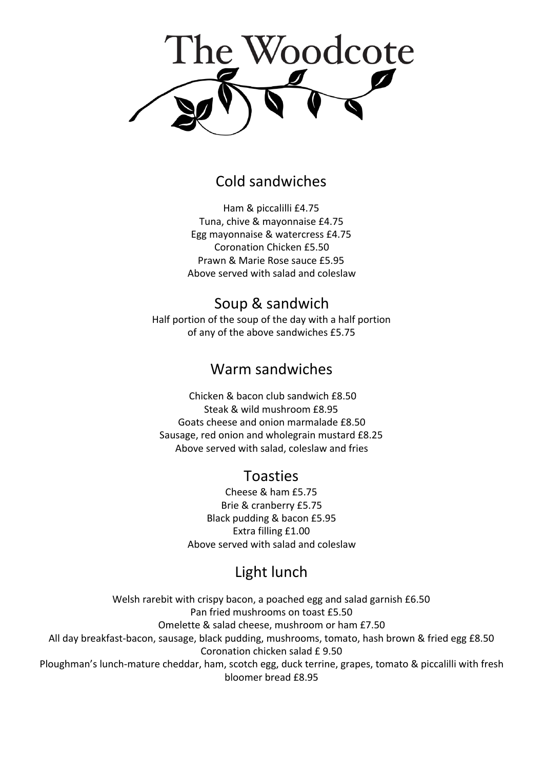# The Woodcote

## Cold sandwiches

Ham & piccalilli £4.75
Tuna, chive & mayonnaise £4.75
Egg mayonnaise & watercress £4.75
Coronation Chicken £5.50
Prawn & Marie Rose sauce £5.95
Above served with salad and coleslaw

## Soup & sandwich

Half portion of the soup of the day with a half portion of any of the above sandwiches £5.75

## Warm sandwiches

Chicken & bacon club sandwich £8.50
Steak & wild mushroom £8.95
Goats cheese and onion marmalade £8.50
Sausage, red onion and wholegrain mustard £8.25
Above served with salad, coleslaw and fries

## Toasties

Cheese & ham £5.75
Brie & cranberry £5.75
Black pudding & bacon £5.95
Extra filling £1.00
Above served with salad and coleslaw

## Light lunch

Welsh rarebit with crispy bacon, a poached egg and salad garnish £6.50
Pan fried mushrooms on toast £5.50
Omelette & salad cheese, mushroom or ham £7.50
All day breakfast-bacon, sausage, black pudding, mushrooms, tomato, hash brown & fried egg £8.50
Coronation chicken salad £ 9.50
Ploughman's lunch-mature cheddar, ham, scotch egg, duck terrine, grapes, tomato & piccalilli with fresh bloomer bread £8.95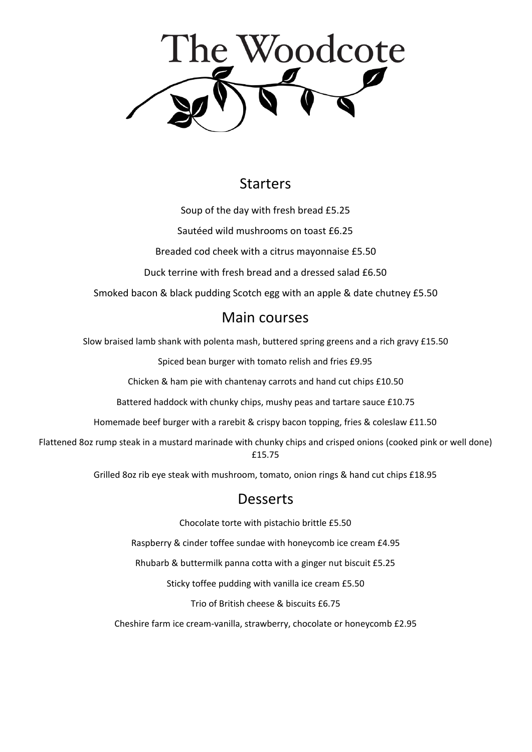# The Woodcote

## Starters

Soup of the day with fresh bread £5.25

Sautéed wild mushrooms on toast £6.25

Breaded cod cheek with a citrus mayonnaise £5.50

Duck terrine with fresh bread and a dressed salad £6.50

Smoked bacon & black pudding Scotch egg with an apple & date chutney £5.50

## Main courses

Slow braised lamb shank with polenta mash, buttered spring greens and a rich gravy £15.50

Spiced bean burger with tomato relish and fries £9.95

Chicken & ham pie with chantenay carrots and hand cut chips £10.50

Battered haddock with chunky chips, mushy peas and tartare sauce £10.75

Homemade beef burger with a rarebit & crispy bacon topping, fries & coleslaw £11.50

Flattened 8oz rump steak in a mustard marinade with chunky chips and crisped onions (cooked pink or well done) £15.75

Grilled 8oz rib eye steak with mushroom, tomato, onion rings & hand cut chips £18.95

## Desserts

Chocolate torte with pistachio brittle £5.50

Raspberry & cinder toffee sundae with honeycomb ice cream £4.95

Rhubarb & buttermilk panna cotta with a ginger nut biscuit £5.25

Sticky toffee pudding with vanilla ice cream £5.50

Trio of British cheese & biscuits £6.75

Cheshire farm ice cream-vanilla, strawberry, chocolate or honeycomb £2.95